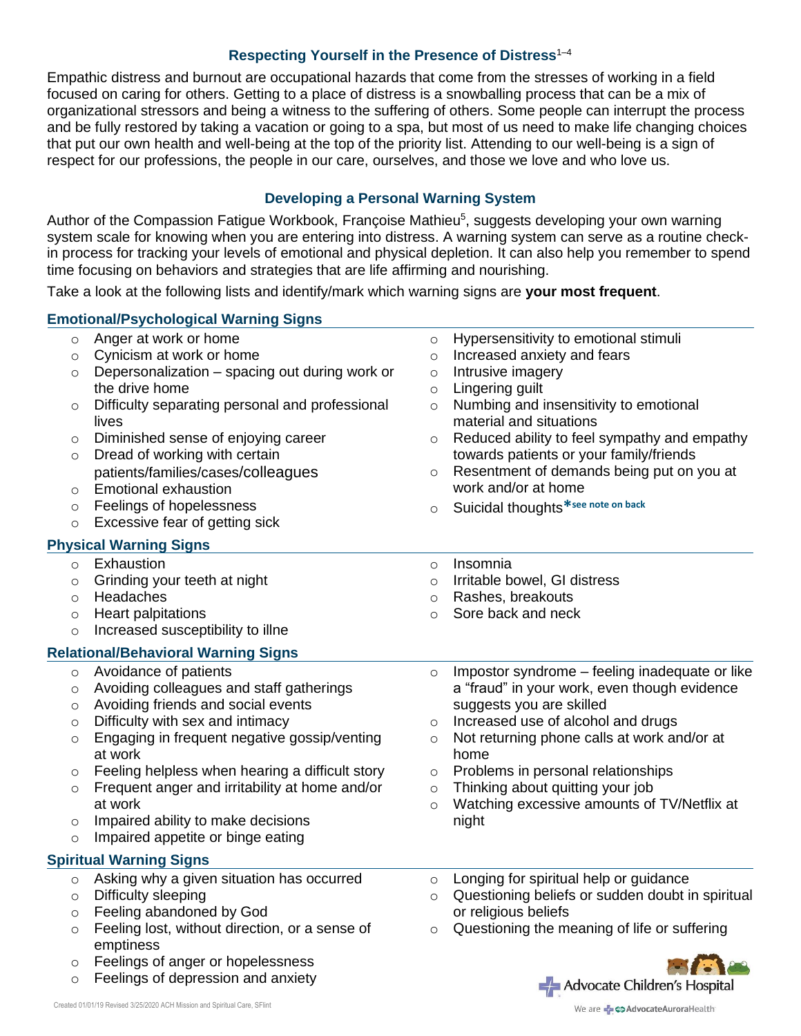## Respecting Yourself in the Presence of Distress[1–4]

Empathic distress and burnout are occupational hazards that come from the stresses of working in a field focused on caring for others. Getting to a place of distress is a snowballing process that can be a mix of organizational stressors and being a witness to the suffering of others. Some people can interrupt the process and be fully restored by taking a vacation or going to a spa, but most of us need to make life changing choices that put our own health and well-being at the top of the priority list. Attending to our well-being is a sign of respect for our professions, the people in our care, ourselves, and those we love and who love us.

## Developing a Personal Warning System

Author of the Compassion Fatigue Workbook, Françoise Mathieu[5], suggests developing your own warning system scale for knowing when you are entering into distress. A warning system can serve as a routine check-in process for tracking your levels of emotional and physical depletion. It can also help you remember to spend time focusing on behaviors and strategies that are life affirming and nourishing.

Take a look at the following lists and identify/mark which warning signs are **your most frequent**.

### Emotional/Psychological Warning Signs

- Anger at work or home
- Cynicism at work or home
- Depersonalization – spacing out during work or the drive home
- Difficulty separating personal and professional lives
- Diminished sense of enjoying career
- Dread of working with certain patients/families/cases/colleagues
- Emotional exhaustion
- Feelings of hopelessness
- Excessive fear of getting sick
- Hypersensitivity to emotional stimuli
- Increased anxiety and fears
- Intrusive imagery
- Lingering guilt
- Numbing and insensitivity to emotional material and situations
- Reduced ability to feel sympathy and empathy towards patients or your family/friends
- Resentment of demands being put on you at work and/or at home
- Suicidal thoughts***see note on back**

### Physical Warning Signs

- Exhaustion
- Grinding your teeth at night
- Headaches
- Heart palpitations
- Increased susceptibility to illne
- Insomnia
- Irritable bowel, GI distress
- Rashes, breakouts
- Sore back and neck

### Relational/Behavioral Warning Signs

- Avoidance of patients
- Avoiding colleagues and staff gatherings
- Avoiding friends and social events
- Difficulty with sex and intimacy
- Engaging in frequent negative gossip/venting at work
- Feeling helpless when hearing a difficult story
- Frequent anger and irritability at home and/or at work
- Impaired ability to make decisions
- Impaired appetite or binge eating
- Impostor syndrome – feeling inadequate or like a “fraud” in your work, even though evidence suggests you are skilled
- Increased use of alcohol and drugs
- Not returning phone calls at work and/or at home
- Problems in personal relationships
- Thinking about quitting your job
- Watching excessive amounts of TV/Netflix at night

### Spiritual Warning Signs

- Asking why a given situation has occurred
- Difficulty sleeping
- Feeling abandoned by God
- Feeling lost, without direction, or a sense of emptiness
- Feelings of anger or hopelessness
- Feelings of depression and anxiety
- Longing for spiritual help or guidance
- Questioning beliefs or sudden doubt in spiritual or religious beliefs
- Questioning the meaning of life or suffering

Advocate Children's Hospital

We are AdvocateAuroraHealth

Created 01/01/19 Revised 3/25/2020 ACH Mission and Spiritual Care, SFlint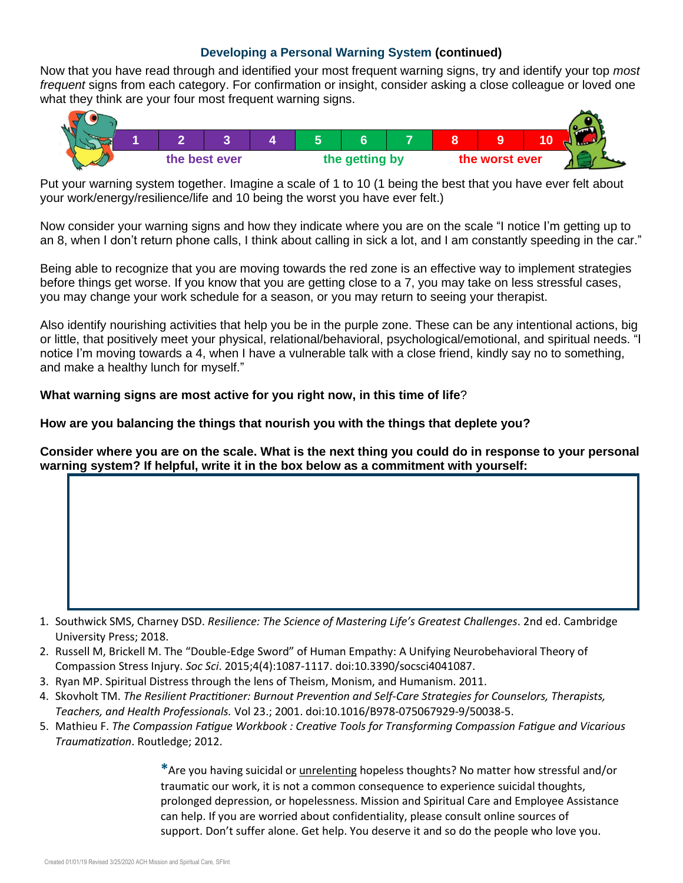## Developing a Personal Warning System (continued)

Now that you have read through and identified your most frequent warning signs, try and identify your top *most frequent* signs from each category. For confirmation or insight, consider asking a close colleague or loved one what they think are your four most frequent warning signs.

1 2 3 4 5 6 7 8 9 10

the best ever the getting by the worst ever

Put your warning system together. Imagine a scale of 1 to 10 (1 being the best that you have ever felt about your work/energy/resilience/life and 10 being the worst you have ever felt.)

Now consider your warning signs and how they indicate where you are on the scale "I notice I'm getting up to an 8, when I don't return phone calls, I think about calling in sick a lot, and I am constantly speeding in the car."

Being able to recognize that you are moving towards the red zone is an effective way to implement strategies before things get worse. If you know that you are getting close to a 7, you may take on less stressful cases, you may change your work schedule for a season, or you may return to seeing your therapist.

Also identify nourishing activities that help you be in the purple zone. These can be any intentional actions, big or little, that positively meet your physical, relational/behavioral, psychological/emotional, and spiritual needs. "I notice I'm moving towards a 4, when I have a vulnerable talk with a close friend, kindly say no to something, and make a healthy lunch for myself."

**What warning signs are most active for you right now, in this time of life**?

**How are you balancing the things that nourish you with the things that deplete you?**

**Consider where you are on the scale. What is the next thing you could do in response to your personal warning system? If helpful, write it in the box below as a commitment with yourself:**

1. Southwick SMS, Charney DSD. *Resilience: The Science of Mastering Life's Greatest Challenges*. 2nd ed. Cambridge University Press; 2018.
2. Russell M, Brickell M. The "Double-Edge Sword" of Human Empathy: A Unifying Neurobehavioral Theory of Compassion Stress Injury. *Soc Sci*. 2015;4(4):1087-1117. doi:10.3390/socsci4041087.
3. Ryan MP. Spiritual Distress through the lens of Theism, Monism, and Humanism. 2011.
4. Skovholt TM. *The Resilient Practitioner: Burnout Prevention and Self-Care Strategies for Counselors, Therapists, Teachers, and Health Professionals.* Vol 23.; 2001. doi:10.1016/B978-075067929-9/50038-5.
5. Mathieu F. *The Compassion Fatigue Workbook : Creative Tools for Transforming Compassion Fatigue and Vicarious Traumatization*. Routledge; 2012.

*Are you having suicidal or <u>unrelenting</u> hopeless thoughts? No matter how stressful and/or traumatic our work, it is not a common consequence to experience suicidal thoughts, prolonged depression, or hopelessness. Mission and Spiritual Care and Employee Assistance can help. If you are worried about confidentiality, please consult online sources of support. Don't suffer alone. Get help. You deserve it and so do the people who love you.

Created 01/01/19 Revised 3/25/2020 ACH Mission and Spiritual Care, SFlint